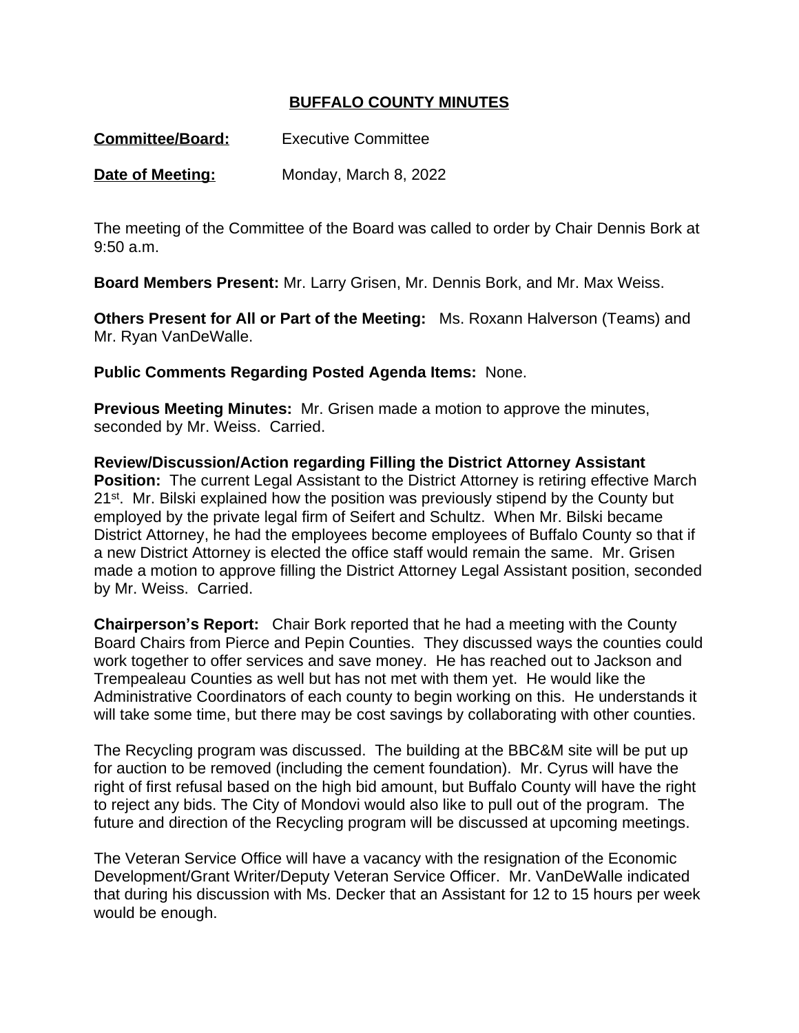# BUFFALO COUNTY MINUTES

**Committee/Board:** Executive Committee

**Date of Meeting:** Monday, March 8, 2022

The meeting of the Committee of the Board was called to order by Chair Dennis Bork at 9:50 a.m.

**Board Members Present:** Mr. Larry Grisen, Mr. Dennis Bork, and Mr. Max Weiss.

**Others Present for All or Part of the Meeting:** Ms. Roxann Halverson (Teams) and Mr. Ryan VanDeWalle.

**Public Comments Regarding Posted Agenda Items:** None.

**Previous Meeting Minutes:** Mr. Grisen made a motion to approve the minutes, seconded by Mr. Weiss. Carried.

**Review/Discussion/Action regarding Filling the District Attorney Assistant Position:** The current Legal Assistant to the District Attorney is retiring effective March 21st. Mr. Bilski explained how the position was previously stipend by the County but employed by the private legal firm of Seifert and Schultz. When Mr. Bilski became District Attorney, he had the employees become employees of Buffalo County so that if a new District Attorney is elected the office staff would remain the same. Mr. Grisen made a motion to approve filling the District Attorney Legal Assistant position, seconded by Mr. Weiss. Carried.

**Chairperson's Report:** Chair Bork reported that he had a meeting with the County Board Chairs from Pierce and Pepin Counties. They discussed ways the counties could work together to offer services and save money. He has reached out to Jackson and Trempealeau Counties as well but has not met with them yet. He would like the Administrative Coordinators of each county to begin working on this. He understands it will take some time, but there may be cost savings by collaborating with other counties.

The Recycling program was discussed. The building at the BBC&M site will be put up for auction to be removed (including the cement foundation). Mr. Cyrus will have the right of first refusal based on the high bid amount, but Buffalo County will have the right to reject any bids. The City of Mondovi would also like to pull out of the program. The future and direction of the Recycling program will be discussed at upcoming meetings.

The Veteran Service Office will have a vacancy with the resignation of the Economic Development/Grant Writer/Deputy Veteran Service Officer. Mr. VanDeWalle indicated that during his discussion with Ms. Decker that an Assistant for 12 to 15 hours per week would be enough.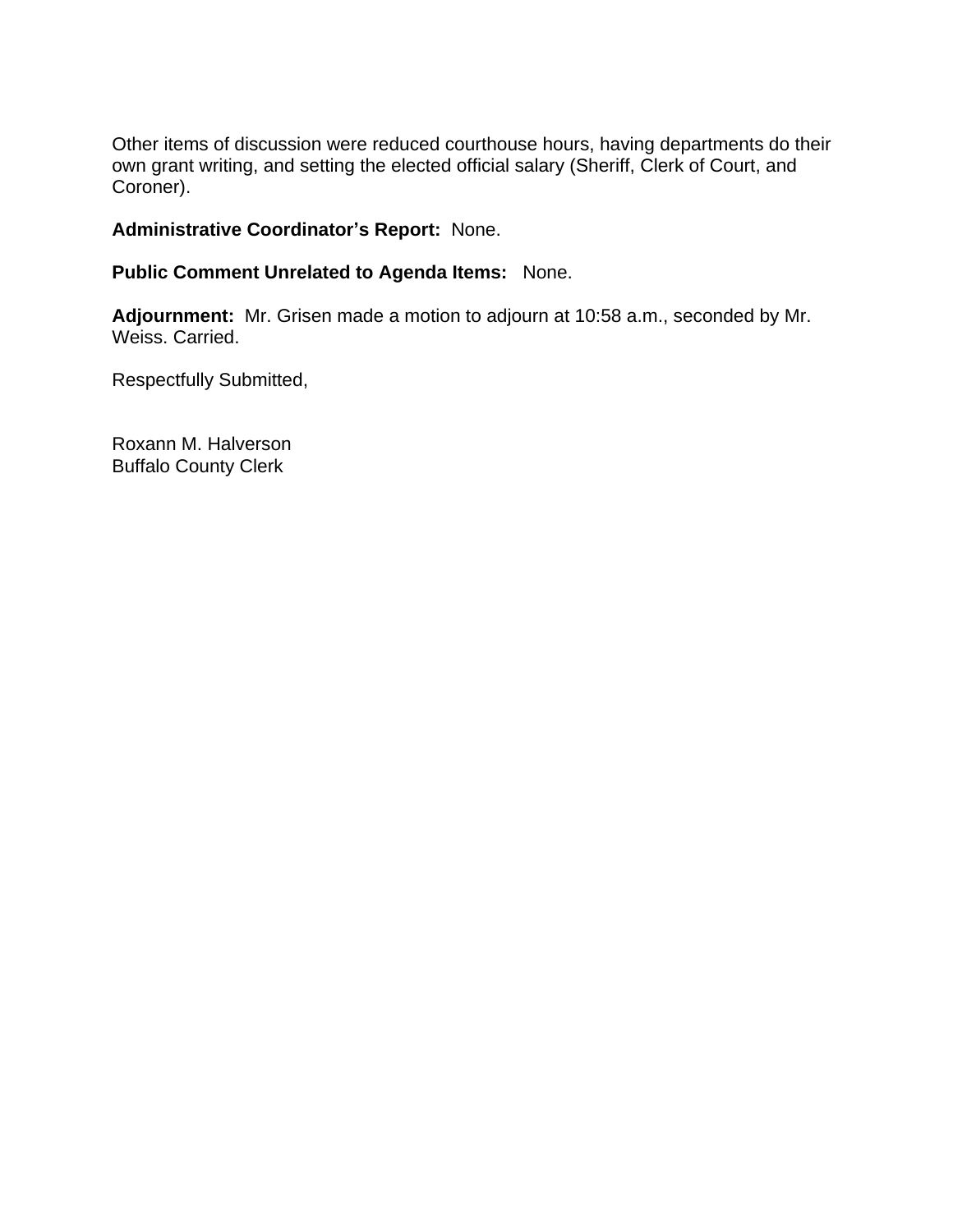Other items of discussion were reduced courthouse hours, having departments do their own grant writing, and setting the elected official salary (Sheriff, Clerk of Court, and Coroner).

**Administrative Coordinator's Report:** None.

**Public Comment Unrelated to Agenda Items:** None.

**Adjournment:** Mr. Grisen made a motion to adjourn at 10:58 a.m., seconded by Mr. Weiss. Carried.

Respectfully Submitted,

Roxann M. Halverson
Buffalo County Clerk